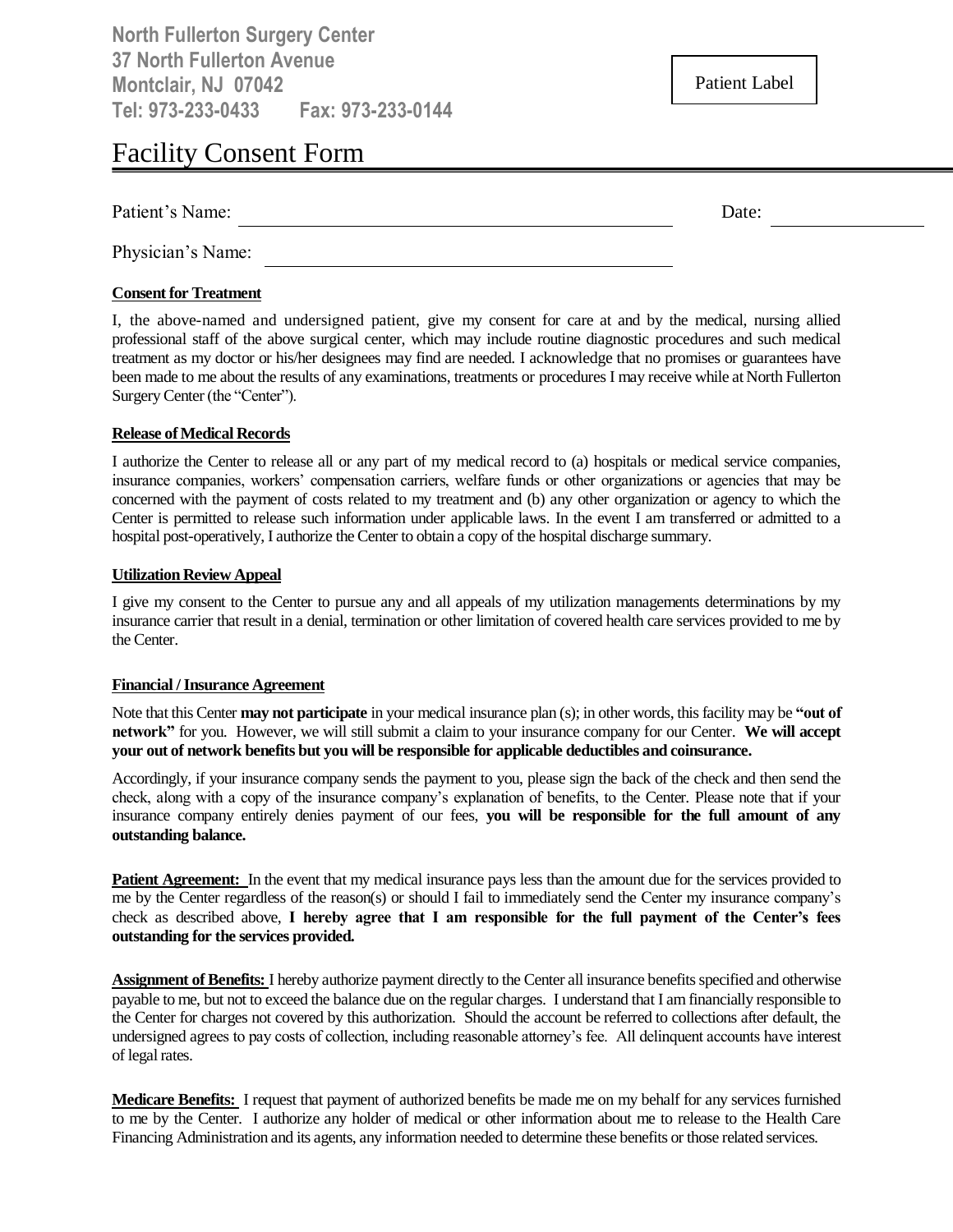**North Fullerton Surgery Center**
**37 North Fullerton Avenue**
**Montclair, NJ 07042**
**Tel: 973-233-0433 Fax: 973-233-0144**

Patient Label

# Facility Consent Form

Patient's Name: ______________________________ Date: ______________

Physician's Name: ______________________________

**Consent for Treatment**

I, the above-named and undersigned patient, give my consent for care at and by the medical, nursing allied professional staff of the above surgical center, which may include routine diagnostic procedures and such medical treatment as my doctor or his/her designees may find are needed. I acknowledge that no promises or guarantees have been made to me about the results of any examinations, treatments or procedures I may receive while at North Fullerton Surgery Center (the "Center").

**Release of Medical Records**

I authorize the Center to release all or any part of my medical record to (a) hospitals or medical service companies, insurance companies, workers' compensation carriers, welfare funds or other organizations or agencies that may be concerned with the payment of costs related to my treatment and (b) any other organization or agency to which the Center is permitted to release such information under applicable laws. In the event I am transferred or admitted to a hospital post-operatively, I authorize the Center to obtain a copy of the hospital discharge summary.

**Utilization Review Appeal**

I give my consent to the Center to pursue any and all appeals of my utilization managements determinations by my insurance carrier that result in a denial, termination or other limitation of covered health care services provided to me by the Center.

**Financial / Insurance Agreement**

Note that this Center **may not participate** in your medical insurance plan (s); in other words, this facility may be **"out of network"** for you. However, we will still submit a claim to your insurance company for our Center. **We will accept your out of network benefits but you will be responsible for applicable deductibles and coinsurance.**

Accordingly, if your insurance company sends the payment to you, please sign the back of the check and then send the check, along with a copy of the insurance company's explanation of benefits, to the Center. Please note that if your insurance company entirely denies payment of our fees, **you will be responsible for the full amount of any outstanding balance.**

**Patient Agreement:** In the event that my medical insurance pays less than the amount due for the services provided to me by the Center regardless of the reason(s) or should I fail to immediately send the Center my insurance company's check as described above, **I hereby agree that I am responsible for the full payment of the Center's fees outstanding for the services provided.**

**Assignment of Benefits:** I hereby authorize payment directly to the Center all insurance benefits specified and otherwise payable to me, but not to exceed the balance due on the regular charges. I understand that I am financially responsible to the Center for charges not covered by this authorization. Should the account be referred to collections after default, the undersigned agrees to pay costs of collection, including reasonable attorney's fee. All delinquent accounts have interest of legal rates.

**Medicare Benefits:** I request that payment of authorized benefits be made me on my behalf for any services furnished to me by the Center. I authorize any holder of medical or other information about me to release to the Health Care Financing Administration and its agents, any information needed to determine these benefits or those related services.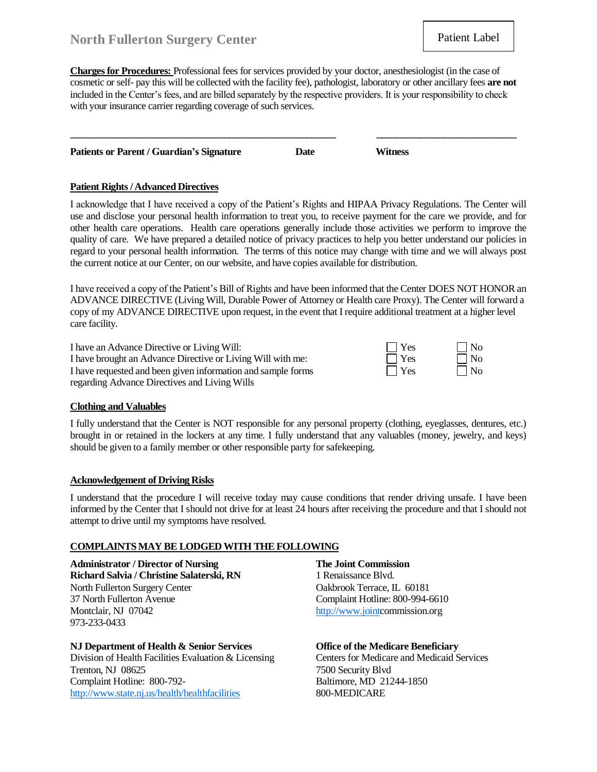## North Fullerton Surgery Center

Patient Label

**Charges for Procedures:** Professional fees for services provided by your doctor, anesthesiologist (in the case of cosmetic or self- pay this will be collected with the facility fee), pathologist, laboratory or other ancillary fees **are not** included in the Center's fees, and are billed separately by the respective providers. It is your responsibility to check with your insurance carrier regarding coverage of such services.

_______________________________________________________ ____________________________

**Patients or Parent / Guardian's Signature** **Date** **Witness**

**Patient Rights / Advanced Directives**

I acknowledge that I have received a copy of the Patient's Rights and HIPAA Privacy Regulations. The Center will use and disclose your personal health information to treat you, to receive payment for the care we provide, and for other health care operations. Health care operations generally include those activities we perform to improve the quality of care. We have prepared a detailed notice of privacy practices to help you better understand our policies in regard to your personal health information. The terms of this notice may change with time and we will always post the current notice at our Center, on our website, and have copies available for distribution.

I have received a copy of the Patient's Bill of Rights and have been informed that the Center DOES NOT HONOR an ADVANCE DIRECTIVE (Living Will, Durable Power of Attorney or Health care Proxy). The Center will forward a copy of my ADVANCE DIRECTIVE upon request, in the event that I require additional treatment at a higher level care facility.

| | | |
|---|---|---|
| I have an Advance Directive or Living Will: | ☐ Yes | ☐ No |
| I have brought an Advance Directive or Living Will with me: | ☐ Yes | ☐ No |
| I have requested and been given information and sample forms regarding Advance Directives and Living Wills | ☐ Yes | ☐ No |

**Clothing and Valuables**

I fully understand that the Center is NOT responsible for any personal property (clothing, eyeglasses, dentures, etc.) brought in or retained in the lockers at any time. I fully understand that any valuables (money, jewelry, and keys) should be given to a family member or other responsible party for safekeeping.

**Acknowledgement of Driving Risks**

I understand that the procedure I will receive today may cause conditions that render driving unsafe. I have been informed by the Center that I should not drive for at least 24 hours after receiving the procedure and that I should not attempt to drive until my symptoms have resolved.

**COMPLAINTS MAY BE LODGED WITH THE FOLLOWING**

**Administrator / Director of Nursing**
**Richard Salvia / Christine Salaterski, RN**
North Fullerton Surgery Center
37 North Fullerton Avenue
Montclair, NJ 07042
973-233-0433

**The Joint Commission**
1 Renaissance Blvd.
Oakbrook Terrace, IL 60181
Complaint Hotline: 800-994-6610
http://www.jointcommission.org

**NJ Department of Health & Senior Services**
Division of Health Facilities Evaluation & Licensing
Trenton, NJ 08625
Complaint Hotline: 800-792-
http://www.state.nj.us/health/healthfacilities

**Office of the Medicare Beneficiary**
Centers for Medicare and Medicaid Services
7500 Security Blvd
Baltimore, MD 21244-1850
800-MEDICARE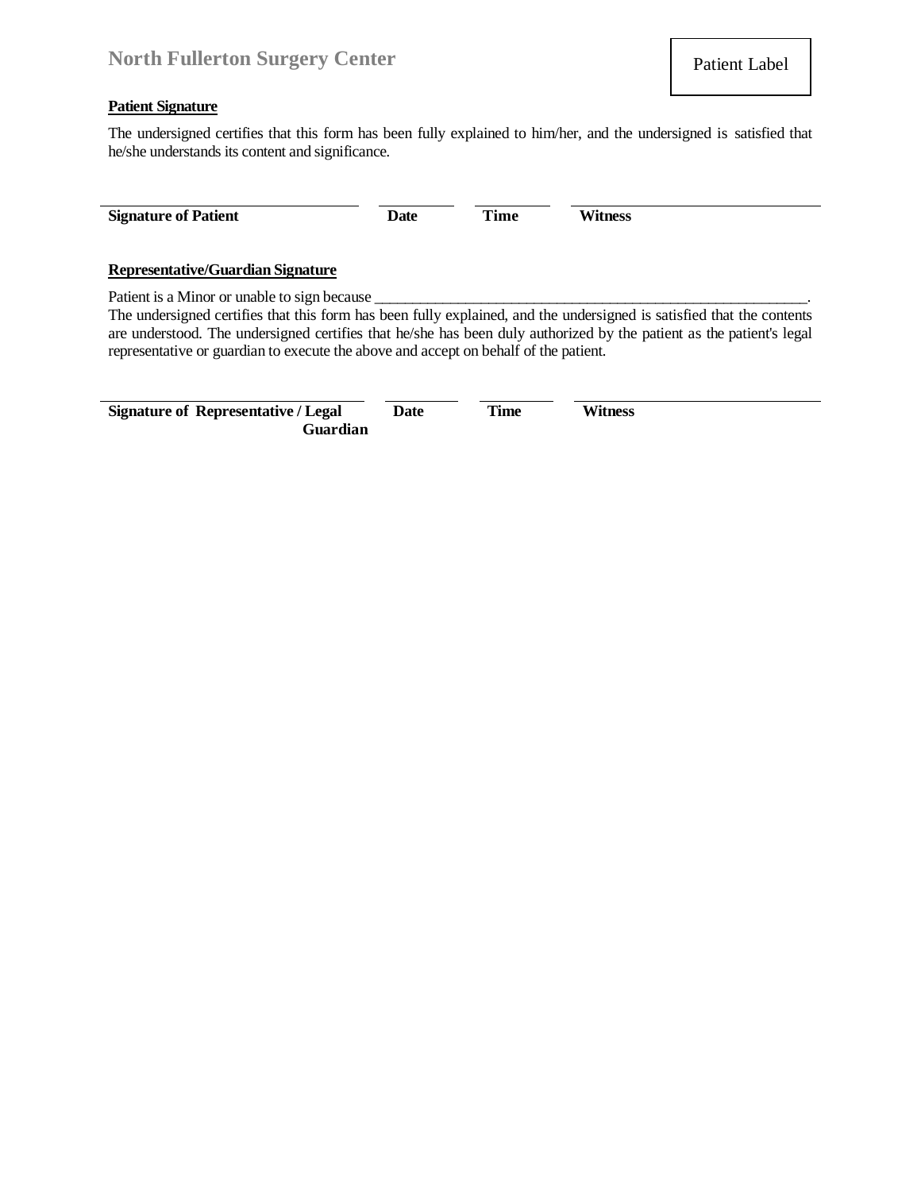North Fullerton Surgery Center

Patient Label

**Patient Signature**

The undersigned certifies that this form has been fully explained to him/her, and the undersigned is satisfied that he/she understands its content and significance.

| | | | |
|---|---|---|---|
| **Signature of Patient** | **Date** | **Time** | **Witness** |

**Representative/Guardian Signature**

Patient is a Minor or unable to sign because ______________________________________________________________.
The undersigned certifies that this form has been fully explained, and the undersigned is satisfied that the contents are understood. The undersigned certifies that he/she has been duly authorized by the patient as the patient's legal representative or guardian to execute the above and accept on behalf of the patient.

| | | | |
|---|---|---|---|
| **Signature of Representative / Legal Guardian** | **Date** | **Time** | **Witness** |